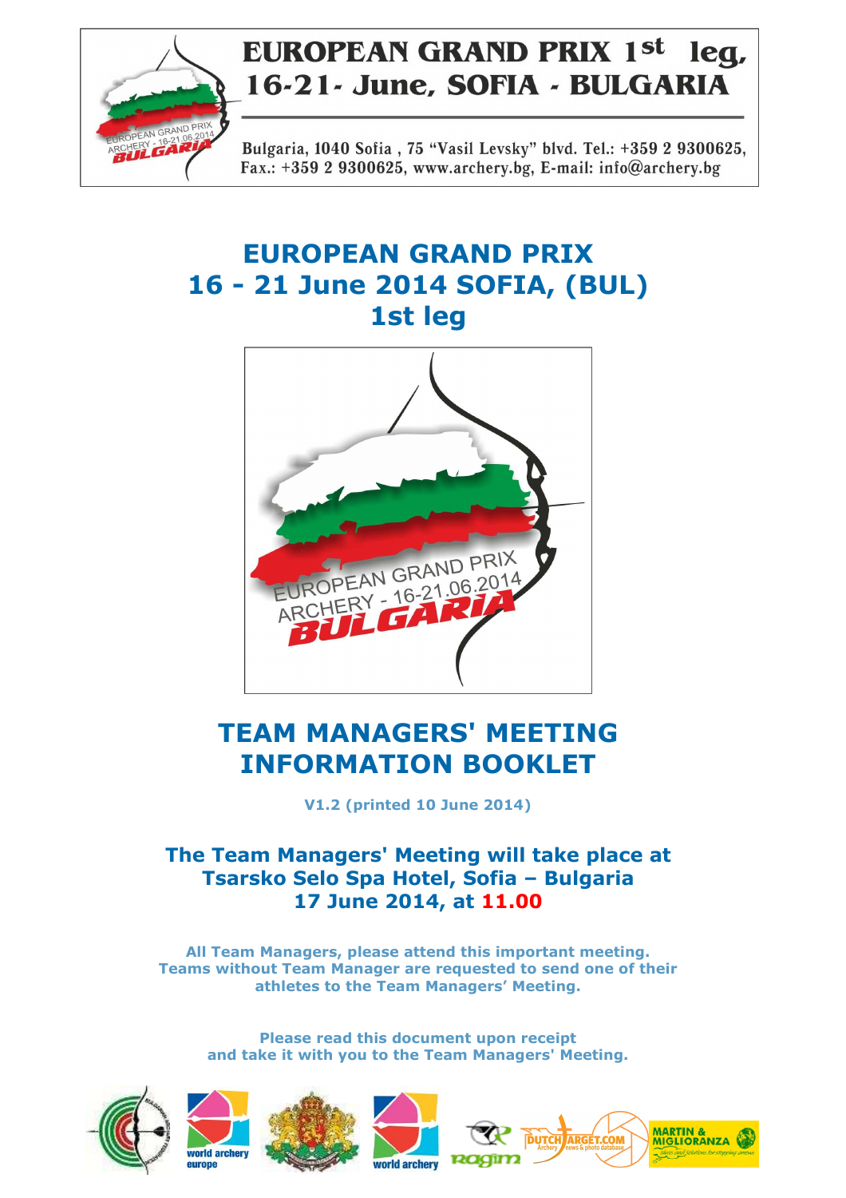# EUROPEAN GRAND PRIX 1st leg, 16-21- June, SOFIA - BULGARIA

Bulgaria, 1040 Sofia , 75 "Vasil Levsky" blvd. Tel.: +359 2 9300625, Fax.: +359 2 9300625, www.archery.bg, E-mail: info@archery.bg

# EUROPEAN GRAND PRIX
# 16 - 21 June 2014 SOFIA, (BUL)
# 1st leg

# TEAM MANAGERS' MEETING INFORMATION BOOKLET

**V1.2 (printed 10 June 2014)**

## The Team Managers' Meeting will take place at Tsarsko Selo Spa Hotel, Sofia – Bulgaria 17 June 2014, at 11.00

**All Team Managers, please attend this important meeting. Teams without Team Manager are requested to send one of their athletes to the Team Managers' Meeting.**

**Please read this document upon receipt and take it with you to the Team Managers' Meeting.**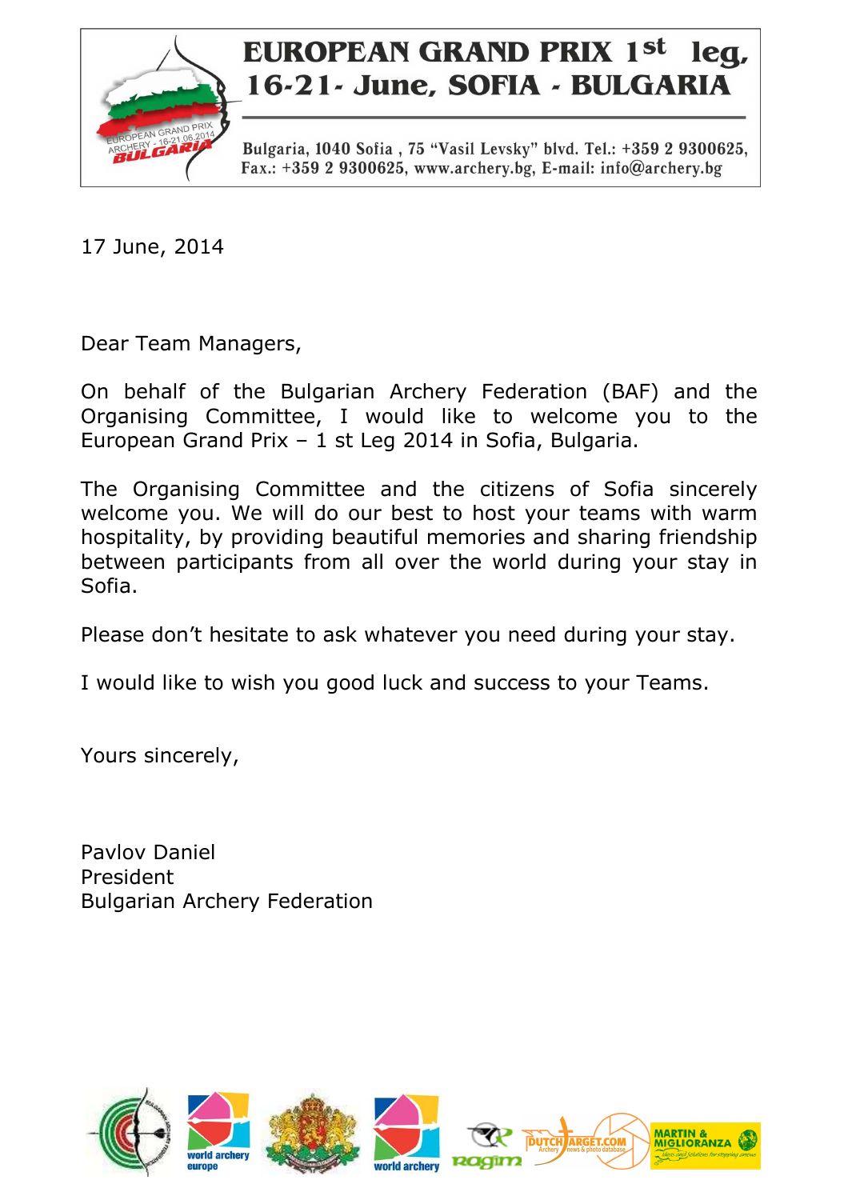# EUROPEAN GRAND PRIX 1st leg, 16-21- June, SOFIA - BULGARIA

Bulgaria, 1040 Sofia , 75 "Vasil Levsky" blvd. Tel.: +359 2 9300625, Fax.: +359 2 9300625, www.archery.bg, E-mail: info@archery.bg

17 June, 2014

Dear Team Managers,

On behalf of the Bulgarian Archery Federation (BAF) and the Organising Committee, I would like to welcome you to the European Grand Prix – 1 st Leg 2014 in Sofia, Bulgaria.

The Organising Committee and the citizens of Sofia sincerely welcome you. We will do our best to host your teams with warm hospitality, by providing beautiful memories and sharing friendship between participants from all over the world during your stay in Sofia.

Please don't hesitate to ask whatever you need during your stay.

I would like to wish you good luck and success to your Teams.

Yours sincerely,

Pavlov Daniel
President
Bulgarian Archery Federation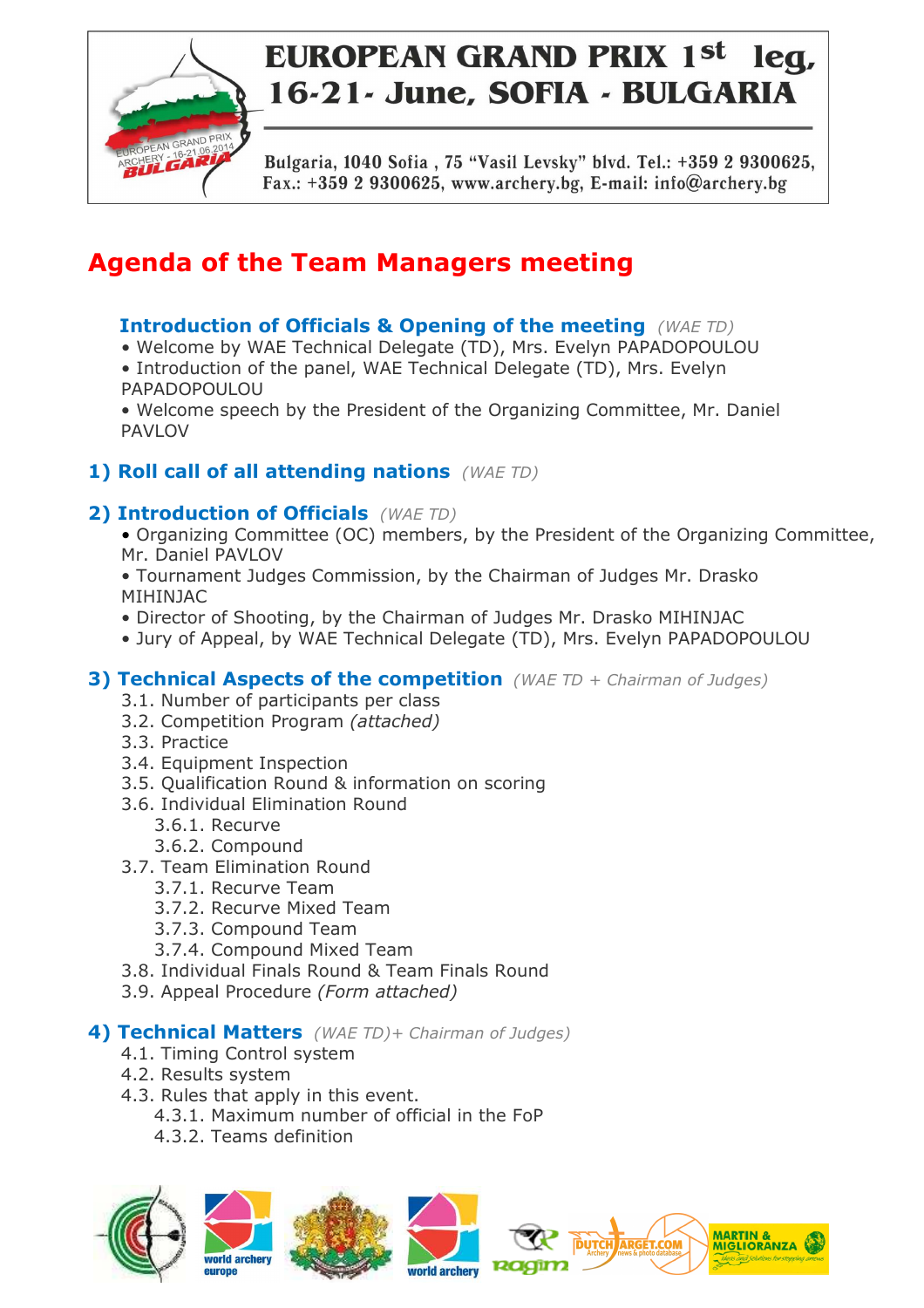# EUROPEAN GRAND PRIX 1st leg, 16-21- June, SOFIA - BULGARIA

Bulgaria, 1040 Sofia , 75 "Vasil Levsky" blvd. Tel.: +359 2 9300625, Fax.: +359 2 9300625, www.archery.bg, E-mail: info@archery.bg

## Agenda of the Team Managers meeting

### Introduction of Officials & Opening of the meeting *(WAE TD)*

- Welcome by WAE Technical Delegate (TD), Mrs. Evelyn PAPADOPOULOU
- Introduction of the panel, WAE Technical Delegate (TD), Mrs. Evelyn PAPADOPOULOU
- Welcome speech by the President of the Organizing Committee, Mr. Daniel PAVLOV

### 1) Roll call of all attending nations *(WAE TD)*

### 2) Introduction of Officials *(WAE TD)*

- Organizing Committee (OC) members, by the President of the Organizing Committee, Mr. Daniel PAVLOV
- Tournament Judges Commission, by the Chairman of Judges Mr. Drasko MIHINJAC
- Director of Shooting, by the Chairman of Judges Mr. Drasko MIHINJAC
- Jury of Appeal, by WAE Technical Delegate (TD), Mrs. Evelyn PAPADOPOULOU

### 3) Technical Aspects of the competition *(WAE TD + Chairman of Judges)*

3.1. Number of participants per class
3.2. Competition Program *(attached)*
3.3. Practice
3.4. Equipment Inspection
3.5. Qualification Round & information on scoring
3.6. Individual Elimination Round
  3.6.1. Recurve
  3.6.2. Compound
3.7. Team Elimination Round
  3.7.1. Recurve Team
  3.7.2. Recurve Mixed Team
  3.7.3. Compound Team
  3.7.4. Compound Mixed Team
3.8. Individual Finals Round & Team Finals Round
3.9. Appeal Procedure *(Form attached)*

### 4) Technical Matters *(WAE TD)+ Chairman of Judges)*

4.1. Timing Control system
4.2. Results system
4.3. Rules that apply in this event.
  4.3.1. Maximum number of official in the FoP
  4.3.2. Teams definition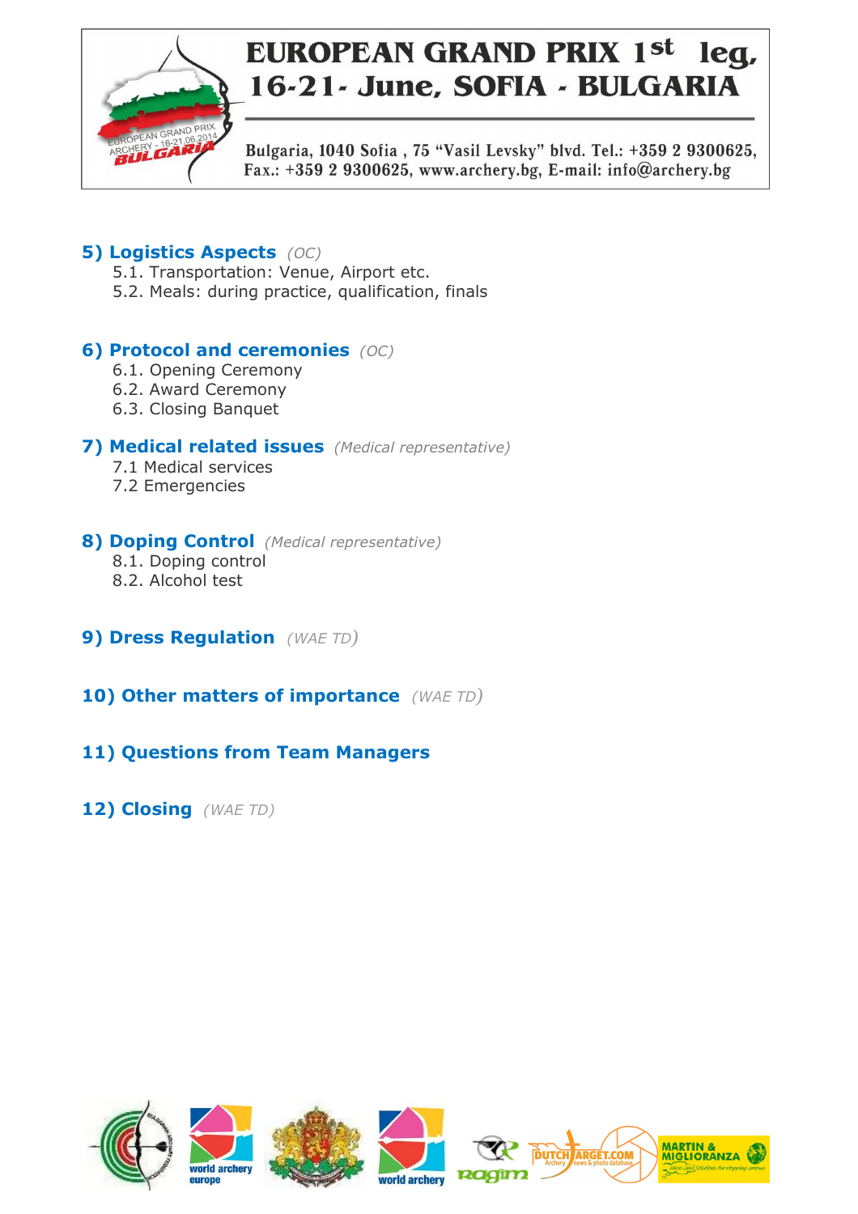## 5) Logistics Aspects *(OC)*

5.1. Transportation: Venue, Airport etc.
5.2. Meals: during practice, qualification, finals

## 6) Protocol and ceremonies *(OC)*

6.1. Opening Ceremony
6.2. Award Ceremony
6.3. Closing Banquet

## 7) Medical related issues *(Medical representative)*

7.1 Medical services
7.2 Emergencies

## 8) Doping Control *(Medical representative)*

8.1. Doping control
8.2. Alcohol test

## 9) Dress Regulation *(WAE TD)*

## 10) Other matters of importance *(WAE TD)*

## 11) Questions from Team Managers

## 12) Closing *(WAE TD)*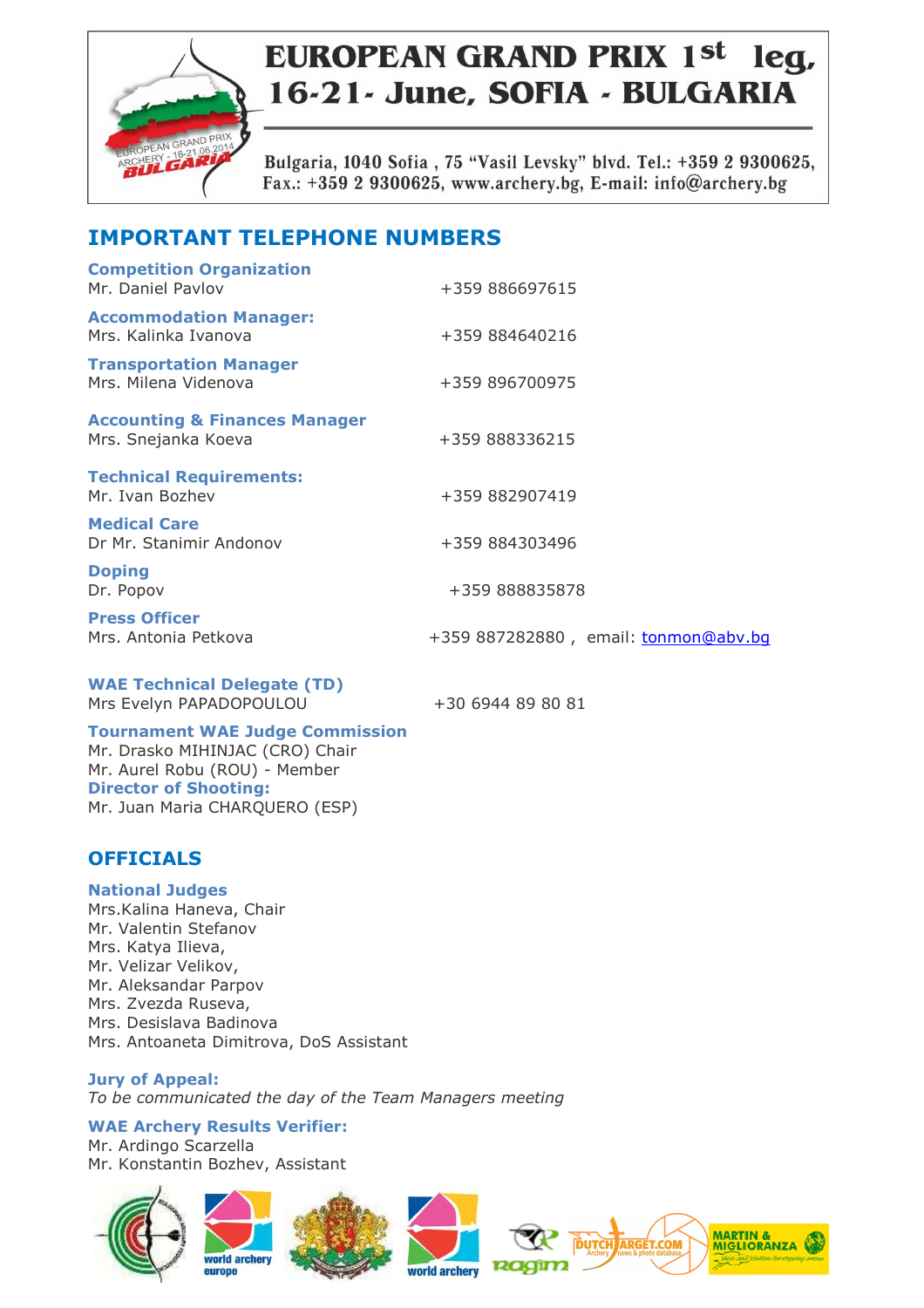# EUROPEAN GRAND PRIX 1st leg, 16-21- June, SOFIA - BULGARIA

Bulgaria, 1040 Sofia , 75 "Vasil Levsky" blvd. Tel.: +359 2 9300625, Fax.: +359 2 9300625, www.archery.bg, E-mail: info@archery.bg

## IMPORTANT TELEPHONE NUMBERS

| | |
|---|---|
| **Competition Organization**<br>Mr. Daniel Pavlov | +359 886697615 |
| **Accommodation Manager:**<br>Mrs. Kalinka Ivanova | +359 884640216 |
| **Transportation Manager**<br>Mrs. Milena Videnova | +359 896700975 |
| **Accounting & Finances Manager**<br>Mrs. Snejanka Koeva | +359 888336215 |
| **Technical Requirements:**<br>Mr. Ivan Bozhev | +359 882907419 |
| **Medical Care**<br>Dr Mr. Stanimir Andonov | +359 884303496 |
| **Doping**<br>Dr. Popov | +359 888835878 |
| **Press Officer**<br>Mrs. Antonia Petkova | +359 887282880 , email: tonmon@abv.bg |
| **WAE Technical Delegate (TD)**<br>Mrs Evelyn PAPADOPOULOU | +30 6944 89 80 81 |

**Tournament WAE Judge Commission**
Mr. Drasko MIHINJAC (CRO) Chair
Mr. Aurel Robu (ROU) - Member

**Director of Shooting:**
Mr. Juan Maria CHARQUERO (ESP)

## OFFICIALS

**National Judges**
Mrs.Kalina Haneva, Chair
Mr. Valentin Stefanov
Mrs. Katya Ilieva,
Mr. Velizar Velikov,
Mr. Aleksandar Parpov
Mrs. Zvezda Ruseva,
Mrs. Desislava Badinova
Mrs. Antoaneta Dimitrova, DoS Assistant

**Jury of Appeal:**
*To be communicated the day of the Team Managers meeting*

**WAE Archery Results Verifier:**
Mr. Ardingo Scarzella
Mr. Konstantin Bozhev, Assistant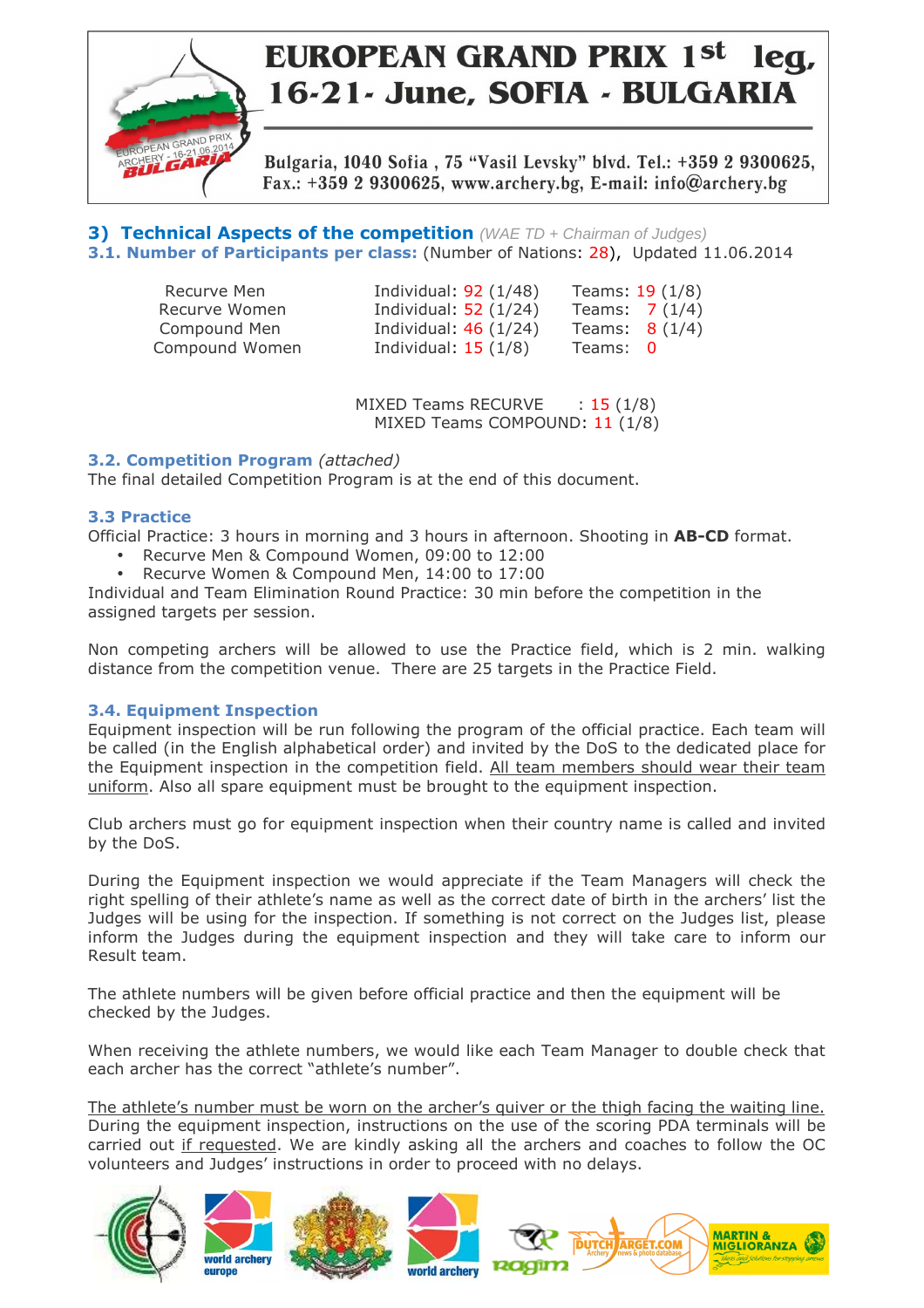## 3) Technical Aspects of the competition *(WAE TD + Chairman of Judges)*

### 3.1. Number of Participants per class: (Number of Nations: 28), Updated 11.06.2014

| | | |
|---|---|---|
| Recurve Men | Individual: 92 (1/48) | Teams: 19 (1/8) |
| Recurve Women | Individual: 52 (1/24) | Teams: 7 (1/4) |
| Compound Men | Individual: 46 (1/24) | Teams: 8 (1/4) |
| Compound Women | Individual: 15 (1/8) | Teams: 0 |

MIXED Teams RECURVE : 15 (1/8)
MIXED Teams COMPOUND: 11 (1/8)

### 3.2. Competition Program *(attached)*

The final detailed Competition Program is at the end of this document.

### 3.3 Practice

Official Practice: 3 hours in morning and 3 hours in afternoon. Shooting in **AB-CD** format.

- Recurve Men & Compound Women, 09:00 to 12:00
- Recurve Women & Compound Men, 14:00 to 17:00

Individual and Team Elimination Round Practice: 30 min before the competition in the assigned targets per session.

Non competing archers will be allowed to use the Practice field, which is 2 min. walking distance from the competition venue. There are 25 targets in the Practice Field.

### 3.4. Equipment Inspection

Equipment inspection will be run following the program of the official practice. Each team will be called (in the English alphabetical order) and invited by the DoS to the dedicated place for the Equipment inspection in the competition field. All team members should wear their team uniform. Also all spare equipment must be brought to the equipment inspection.

Club archers must go for equipment inspection when their country name is called and invited by the DoS.

During the Equipment inspection we would appreciate if the Team Managers will check the right spelling of their athlete's name as well as the correct date of birth in the archers' list the Judges will be using for the inspection. If something is not correct on the Judges list, please inform the Judges during the equipment inspection and they will take care to inform our Result team.

The athlete numbers will be given before official practice and then the equipment will be checked by the Judges.

When receiving the athlete numbers, we would like each Team Manager to double check that each archer has the correct "athlete's number".

The athlete's number must be worn on the archer's quiver or the thigh facing the waiting line. During the equipment inspection, instructions on the use of the scoring PDA terminals will be carried out if requested. We are kindly asking all the archers and coaches to follow the OC volunteers and Judges' instructions in order to proceed with no delays.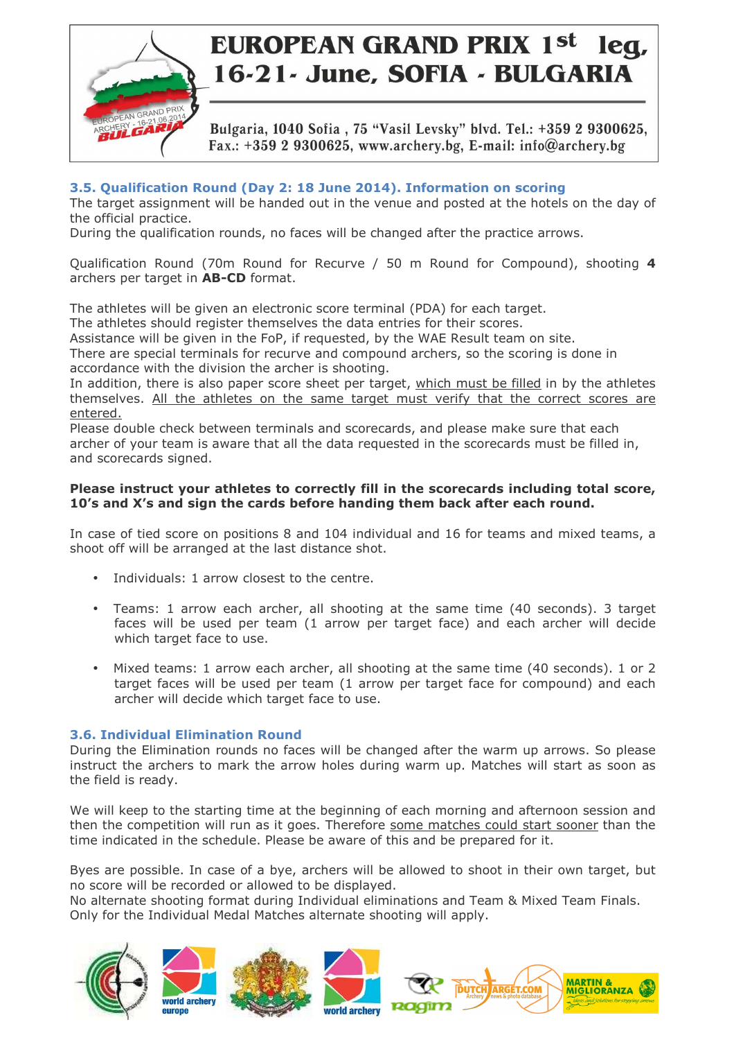### 3.5. Qualification Round (Day 2: 18 June 2014). Information on scoring

The target assignment will be handed out in the venue and posted at the hotels on the day of the official practice.

During the qualification rounds, no faces will be changed after the practice arrows.

Qualification Round (70m Round for Recurve / 50 m Round for Compound), shooting **4** archers per target in **AB-CD** format.

The athletes will be given an electronic score terminal (PDA) for each target.
The athletes should register themselves the data entries for their scores.
Assistance will be given in the FoP, if requested, by the WAE Result team on site.
There are special terminals for recurve and compound archers, so the scoring is done in accordance with the division the archer is shooting.
In addition, there is also paper score sheet per target, which must be filled in by the athletes themselves. All the athletes on the same target must verify that the correct scores are entered.
Please double check between terminals and scorecards, and please make sure that each archer of your team is aware that all the data requested in the scorecards must be filled in, and scorecards signed.

**Please instruct your athletes to correctly fill in the scorecards including total score, 10's and X's and sign the cards before handing them back after each round.**

In case of tied score on positions 8 and 104 individual and 16 for teams and mixed teams, a shoot off will be arranged at the last distance shot.

- Individuals: 1 arrow closest to the centre.
- Teams: 1 arrow each archer, all shooting at the same time (40 seconds). 3 target faces will be used per team (1 arrow per target face) and each archer will decide which target face to use.
- Mixed teams: 1 arrow each archer, all shooting at the same time (40 seconds). 1 or 2 target faces will be used per team (1 arrow per target face for compound) and each archer will decide which target face to use.

### 3.6. Individual Elimination Round

During the Elimination rounds no faces will be changed after the warm up arrows. So please instruct the archers to mark the arrow holes during warm up. Matches will start as soon as the field is ready.

We will keep to the starting time at the beginning of each morning and afternoon session and then the competition will run as it goes. Therefore some matches could start sooner than the time indicated in the schedule. Please be aware of this and be prepared for it.

Byes are possible. In case of a bye, archers will be allowed to shoot in their own target, but no score will be recorded or allowed to be displayed.
No alternate shooting format during Individual eliminations and Team & Mixed Team Finals. Only for the Individual Medal Matches alternate shooting will apply.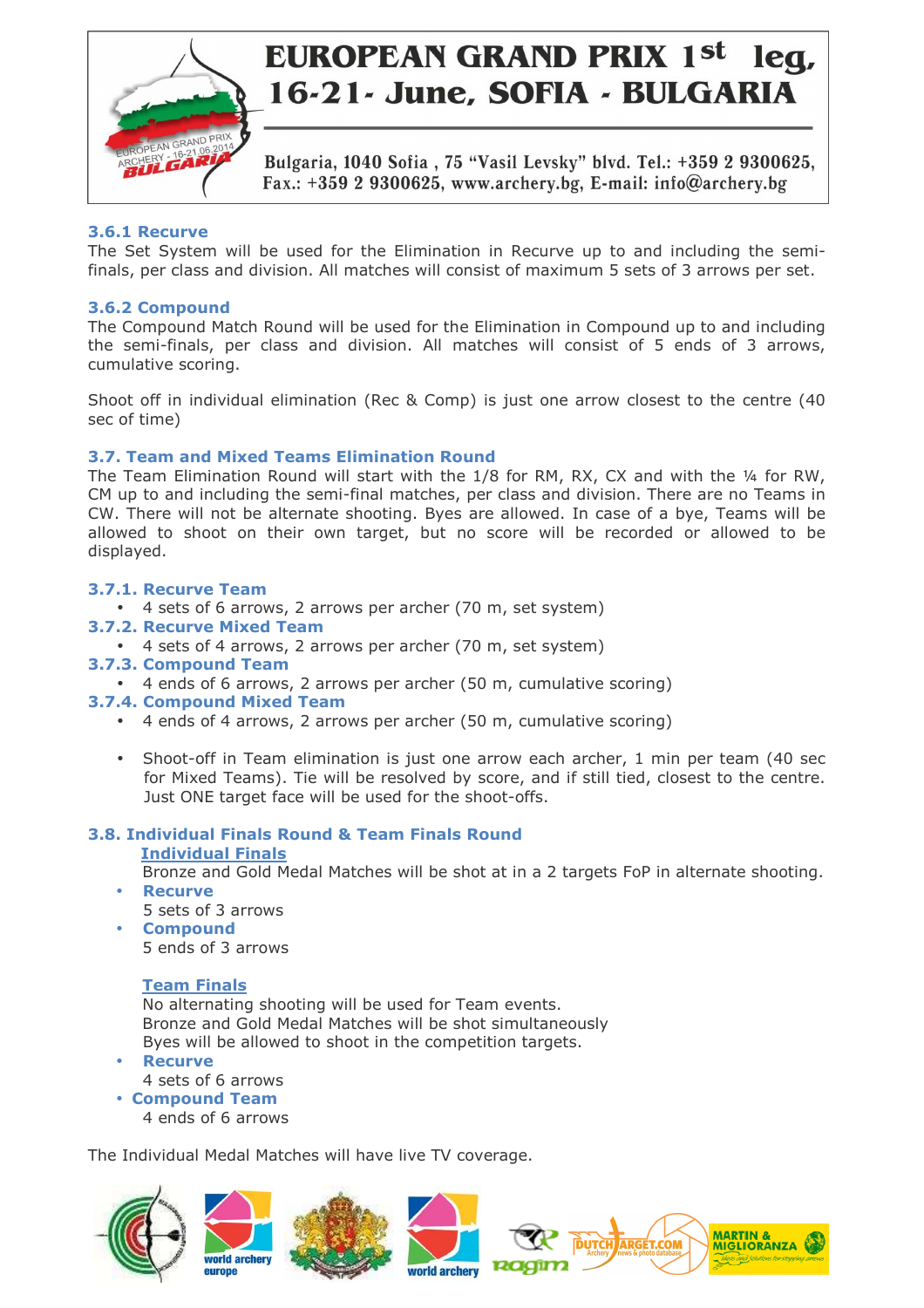### 3.6.1 Recurve

The Set System will be used for the Elimination in Recurve up to and including the semi-finals, per class and division. All matches will consist of maximum 5 sets of 3 arrows per set.

### 3.6.2 Compound

The Compound Match Round will be used for the Elimination in Compound up to and including the semi-finals, per class and division. All matches will consist of 5 ends of 3 arrows, cumulative scoring.

Shoot off in individual elimination (Rec & Comp) is just one arrow closest to the centre (40 sec of time)

### 3.7. Team and Mixed Teams Elimination Round

The Team Elimination Round will start with the 1/8 for RM, RX, CX and with the ¼ for RW, CM up to and including the semi-final matches, per class and division. There are no Teams in CW. There will not be alternate shooting. Byes are allowed. In case of a bye, Teams will be allowed to shoot on their own target, but no score will be recorded or allowed to be displayed.

### 3.7.1. Recurve Team

- 4 sets of 6 arrows, 2 arrows per archer (70 m, set system)

### 3.7.2. Recurve Mixed Team

- 4 sets of 4 arrows, 2 arrows per archer (70 m, set system)

### 3.7.3. Compound Team

- 4 ends of 6 arrows, 2 arrows per archer (50 m, cumulative scoring)

### 3.7.4. Compound Mixed Team

- 4 ends of 4 arrows, 2 arrows per archer (50 m, cumulative scoring)

- Shoot-off in Team elimination is just one arrow each archer, 1 min per team (40 sec for Mixed Teams). Tie will be resolved by score, and if still tied, closest to the centre. Just ONE target face will be used for the shoot-offs.

### 3.8. Individual Finals Round & Team Finals Round

**Individual Finals**

Bronze and Gold Medal Matches will be shot at in a 2 targets FoP in alternate shooting.

- **Recurve**
  5 sets of 3 arrows
- **Compound**
  5 ends of 3 arrows

**Team Finals**

No alternating shooting will be used for Team events.
Bronze and Gold Medal Matches will be shot simultaneously
Byes will be allowed to shoot in the competition targets.

- **Recurve**
  4 sets of 6 arrows
- **Compound Team**
  4 ends of 6 arrows

The Individual Medal Matches will have live TV coverage.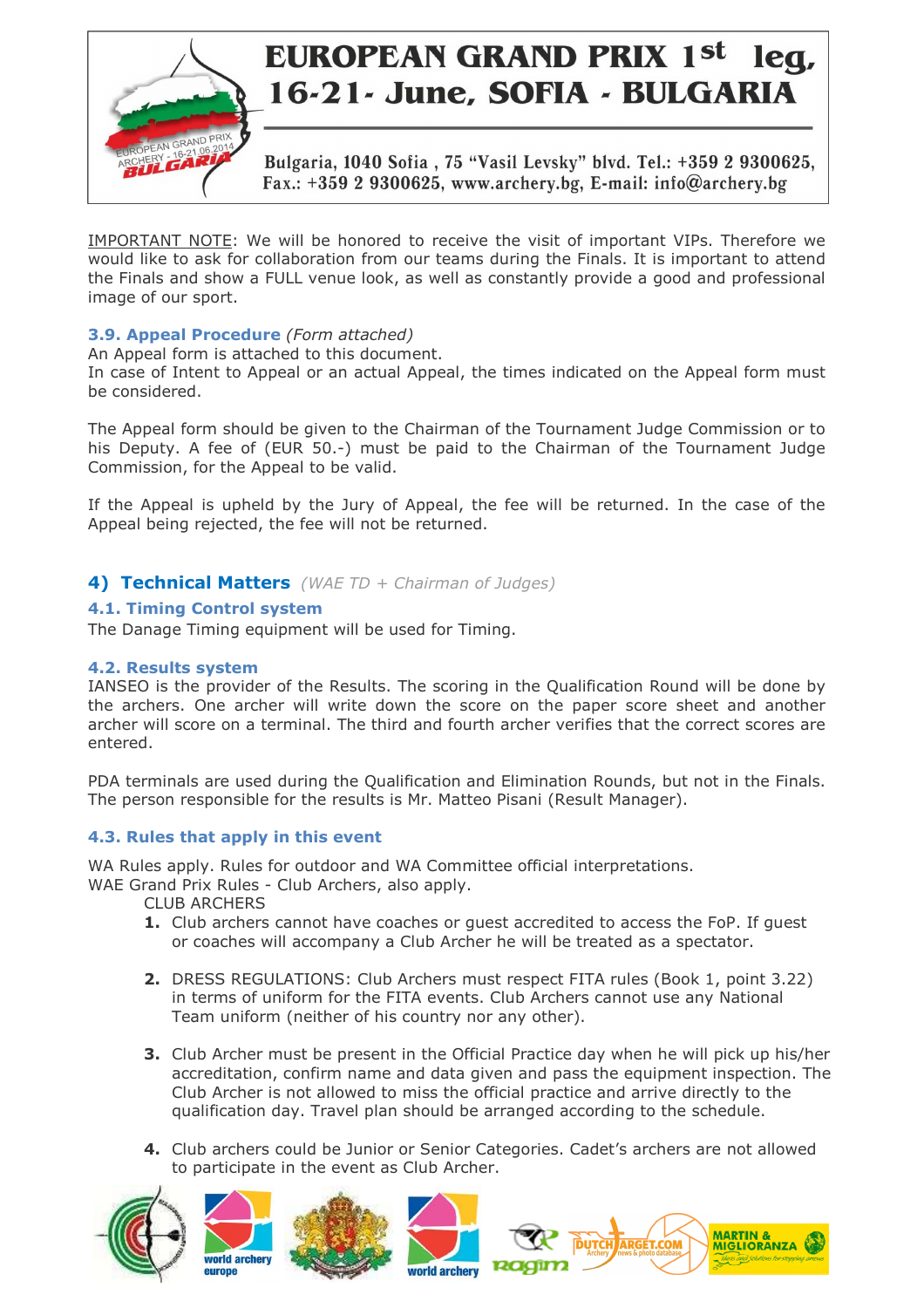IMPORTANT NOTE: We will be honored to receive the visit of important VIPs. Therefore we would like to ask for collaboration from our teams during the Finals. It is important to attend the Finals and show a FULL venue look, as well as constantly provide a good and professional image of our sport.

### 3.9. Appeal Procedure *(Form attached)*

An Appeal form is attached to this document.
In case of Intent to Appeal or an actual Appeal, the times indicated on the Appeal form must be considered.

The Appeal form should be given to the Chairman of the Tournament Judge Commission or to his Deputy. A fee of (EUR 50.-) must be paid to the Chairman of the Tournament Judge Commission, for the Appeal to be valid.

If the Appeal is upheld by the Jury of Appeal, the fee will be returned. In the case of the Appeal being rejected, the fee will not be returned.

## 4) Technical Matters *(WAE TD + Chairman of Judges)*

### 4.1. Timing Control system

The Danage Timing equipment will be used for Timing.

### 4.2. Results system

IANSEO is the provider of the Results. The scoring in the Qualification Round will be done by the archers. One archer will write down the score on the paper score sheet and another archer will score on a terminal. The third and fourth archer verifies that the correct scores are entered.

PDA terminals are used during the Qualification and Elimination Rounds, but not in the Finals. The person responsible for the results is Mr. Matteo Pisani (Result Manager).

### 4.3. Rules that apply in this event

WA Rules apply. Rules for outdoor and WA Committee official interpretations.
WAE Grand Prix Rules - Club Archers, also apply.

CLUB ARCHERS

1. Club archers cannot have coaches or guest accredited to access the FoP. If guest or coaches will accompany a Club Archer he will be treated as a spectator.
2. DRESS REGULATIONS: Club Archers must respect FITA rules (Book 1, point 3.22) in terms of uniform for the FITA events. Club Archers cannot use any National Team uniform (neither of his country nor any other).
3. Club Archer must be present in the Official Practice day when he will pick up his/her accreditation, confirm name and data given and pass the equipment inspection. The Club Archer is not allowed to miss the official practice and arrive directly to the qualification day. Travel plan should be arranged according to the schedule.
4. Club archers could be Junior or Senior Categories. Cadet's archers are not allowed to participate in the event as Club Archer.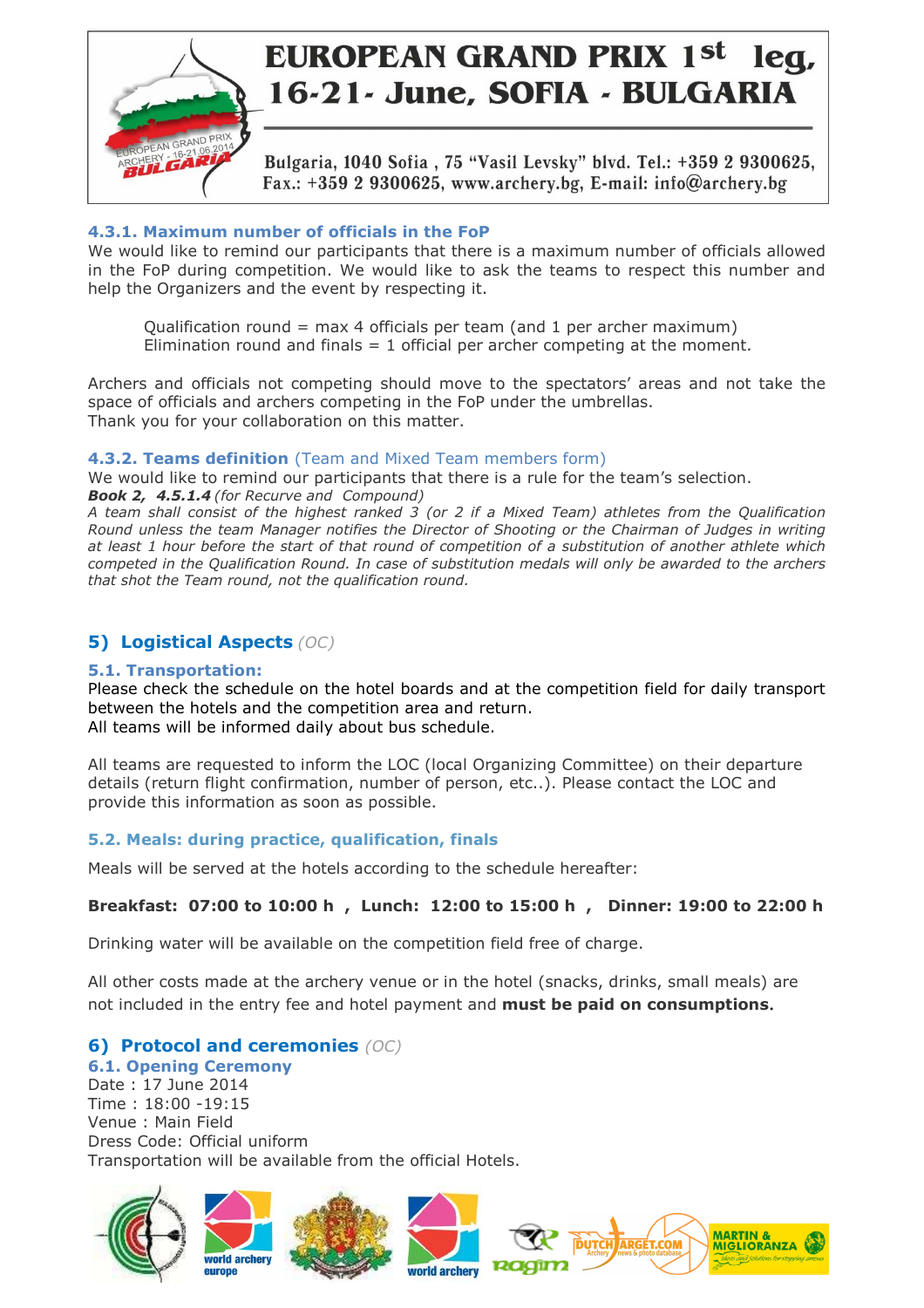#### 4.3.1. Maximum number of officials in the FoP

We would like to remind our participants that there is a maximum number of officials allowed in the FoP during competition. We would like to ask the teams to respect this number and help the Organizers and the event by respecting it.

Qualification round = max 4 officials per team (and 1 per archer maximum)
Elimination round and finals = 1 official per archer competing at the moment.

Archers and officials not competing should move to the spectators' areas and not take the space of officials and archers competing in the FoP under the umbrellas.
Thank you for your collaboration on this matter.

#### 4.3.2. Teams definition (Team and Mixed Team members form)

We would like to remind our participants that there is a rule for the team's selection.

***Book 2, 4.5.1.4*** *(for Recurve and Compound)*

*A team shall consist of the highest ranked 3 (or 2 if a Mixed Team) athletes from the Qualification Round unless the team Manager notifies the Director of Shooting or the Chairman of Judges in writing at least 1 hour before the start of that round of competition of a substitution of another athlete which competed in the Qualification Round. In case of substitution medals will only be awarded to the archers that shot the Team round, not the qualification round.*

## 5) Logistical Aspects *(OC)*

### 5.1. Transportation:

Please check the schedule on the hotel boards and at the competition field for daily transport between the hotels and the competition area and return.
All teams will be informed daily about bus schedule.

All teams are requested to inform the LOC (local Organizing Committee) on their departure details (return flight confirmation, number of person, etc..). Please contact the LOC and provide this information as soon as possible.

### 5.2. Meals: during practice, qualification, finals

Meals will be served at the hotels according to the schedule hereafter:

**Breakfast: 07:00 to 10:00 h , Lunch: 12:00 to 15:00 h , Dinner: 19:00 to 22:00 h**

Drinking water will be available on the competition field free of charge.

All other costs made at the archery venue or in the hotel (snacks, drinks, small meals) are not included in the entry fee and hotel payment and **must be paid on consumptions.**

## 6) Protocol and ceremonies *(OC)*

### 6.1. Opening Ceremony

Date : 17 June 2014
Time : 18:00 -19:15
Venue : Main Field
Dress Code: Official uniform
Transportation will be available from the official Hotels.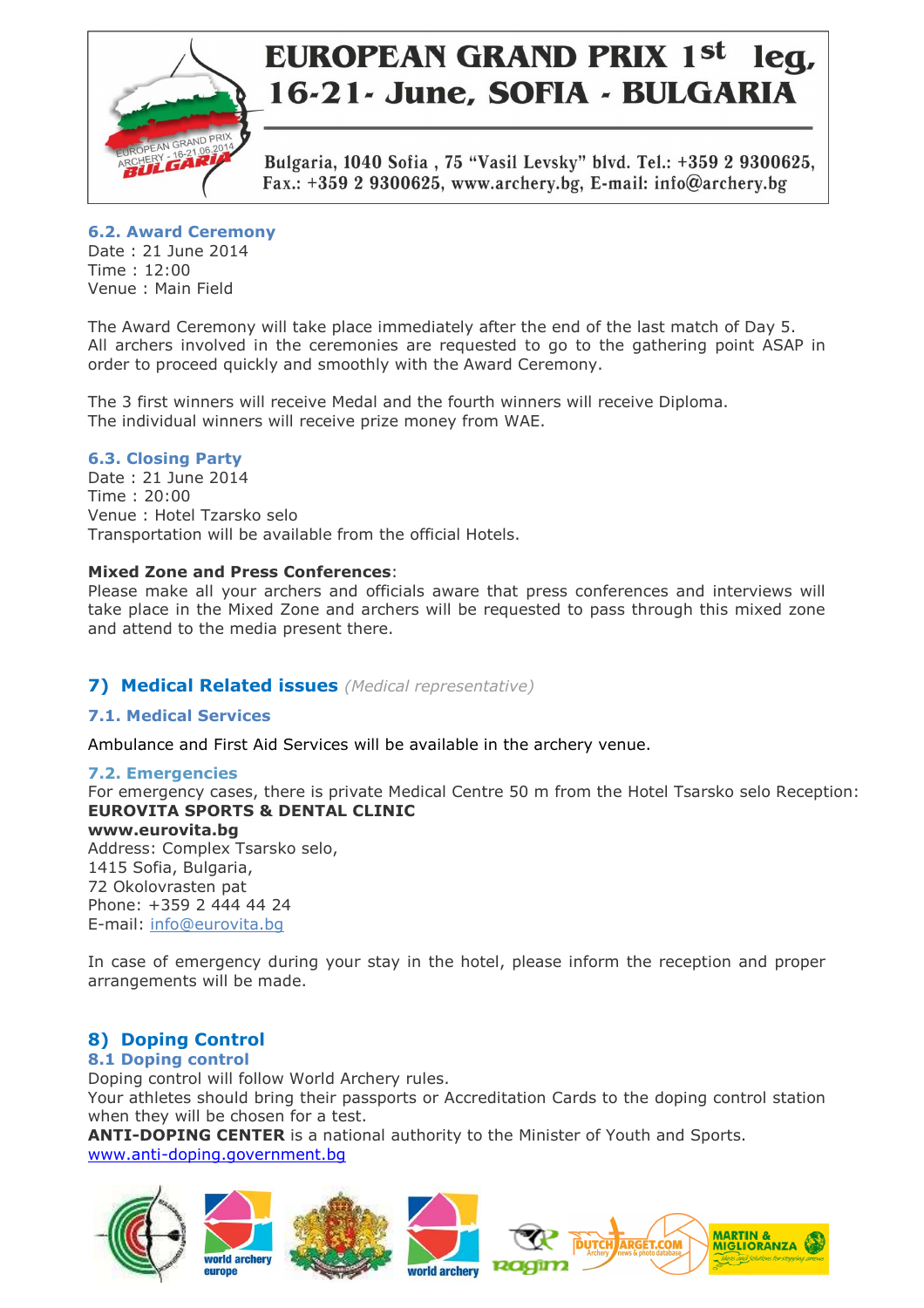### 6.2. Award Ceremony

Date : 21 June 2014
Time : 12:00
Venue : Main Field

The Award Ceremony will take place immediately after the end of the last match of Day 5. All archers involved in the ceremonies are requested to go to the gathering point ASAP in order to proceed quickly and smoothly with the Award Ceremony.

The 3 first winners will receive Medal and the fourth winners will receive Diploma.
The individual winners will receive prize money from WAE.

### 6.3. Closing Party

Date : 21 June 2014
Time : 20:00
Venue : Hotel Tzarsko selo
Transportation will be available from the official Hotels.

**Mixed Zone and Press Conferences**:
Please make all your archers and officials aware that press conferences and interviews will take place in the Mixed Zone and archers will be requested to pass through this mixed zone and attend to the media present there.

## 7) Medical Related issues *(Medical representative)*

### 7.1. Medical Services

Ambulance and First Aid Services will be available in the archery venue.

### 7.2. Emergencies

For emergency cases, there is private Medical Centre 50 m from the Hotel Tsarsko selo Reception:
**EUROVITA SPORTS & DENTAL CLINIC**
**www.eurovita.bg**
Address: Complex Tsarsko selo,
1415 Sofia, Bulgaria,
72 Okolovrasten pat
Phone: +359 2 444 44 24
E-mail: info@eurovita.bg

In case of emergency during your stay in the hotel, please inform the reception and proper arrangements will be made.

## 8) Doping Control

### 8.1 Doping control

Doping control will follow World Archery rules.
Your athletes should bring their passports or Accreditation Cards to the doping control station when they will be chosen for a test.
**ANTI-DOPING CENTER** is a national authority to the Minister of Youth and Sports.
www.anti-doping.government.bg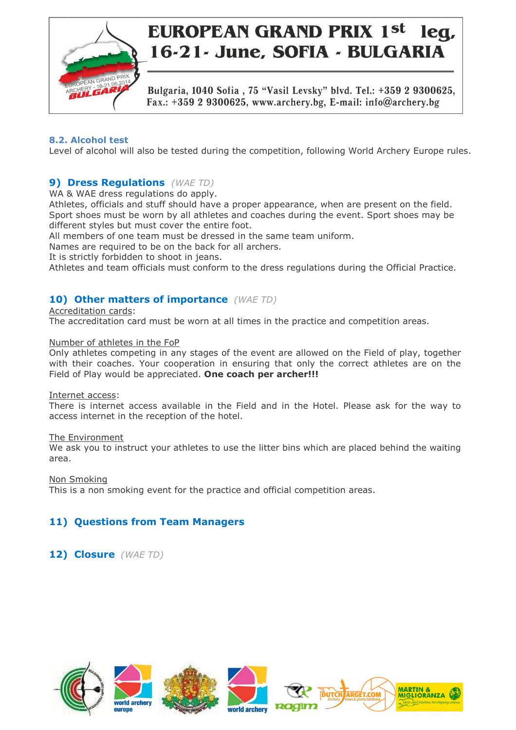### 8.2. Alcohol test

Level of alcohol will also be tested during the competition, following World Archery Europe rules.

## 9) Dress Regulations *(WAE TD)*

WA & WAE dress regulations do apply.
Athletes, officials and stuff should have a proper appearance, when are present on the field.
Sport shoes must be worn by all athletes and coaches during the event. Sport shoes may be different styles but must cover the entire foot.
All members of one team must be dressed in the same team uniform.
Names are required to be on the back for all archers.
It is strictly forbidden to shoot in jeans.
Athletes and team officials must conform to the dress regulations during the Official Practice.

## 10) Other matters of importance *(WAE TD)*

Accreditation cards:
The accreditation card must be worn at all times in the practice and competition areas.

Number of athletes in the FoP
Only athletes competing in any stages of the event are allowed on the Field of play, together with their coaches. Your cooperation in ensuring that only the correct athletes are on the Field of Play would be appreciated. **One coach per archer!!!**

Internet access:
There is internet access available in the Field and in the Hotel. Please ask for the way to access internet in the reception of the hotel.

The Environment
We ask you to instruct your athletes to use the litter bins which are placed behind the waiting area.

Non Smoking
This is a non smoking event for the practice and official competition areas.

## 11) Questions from Team Managers

## 12) Closure *(WAE TD)*